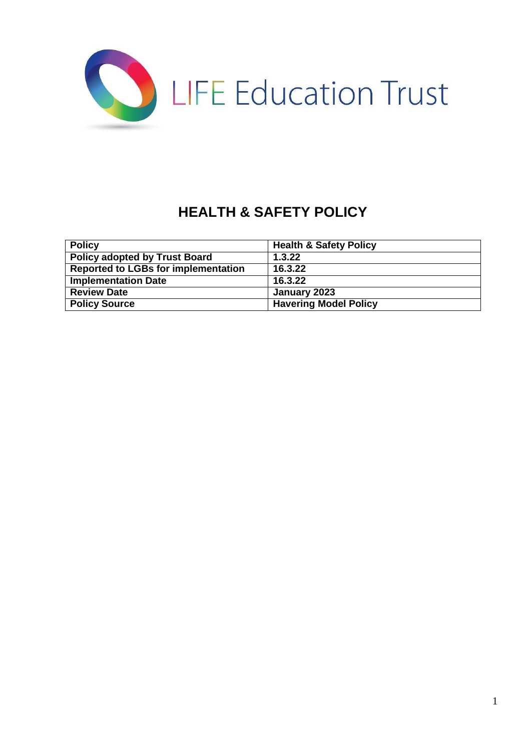LIFE Education Trust

# HEALTH & SAFETY POLICY

| **Policy** | **Health & Safety Policy** |
|---|---|
| **Policy adopted by Trust Board** | **1.3.22** |
| **Reported to LGBs for implementation** | **16.3.22** |
| **Implementation Date** | **16.3.22** |
| **Review Date** | **January 2023** |
| **Policy Source** | **Havering Model Policy** |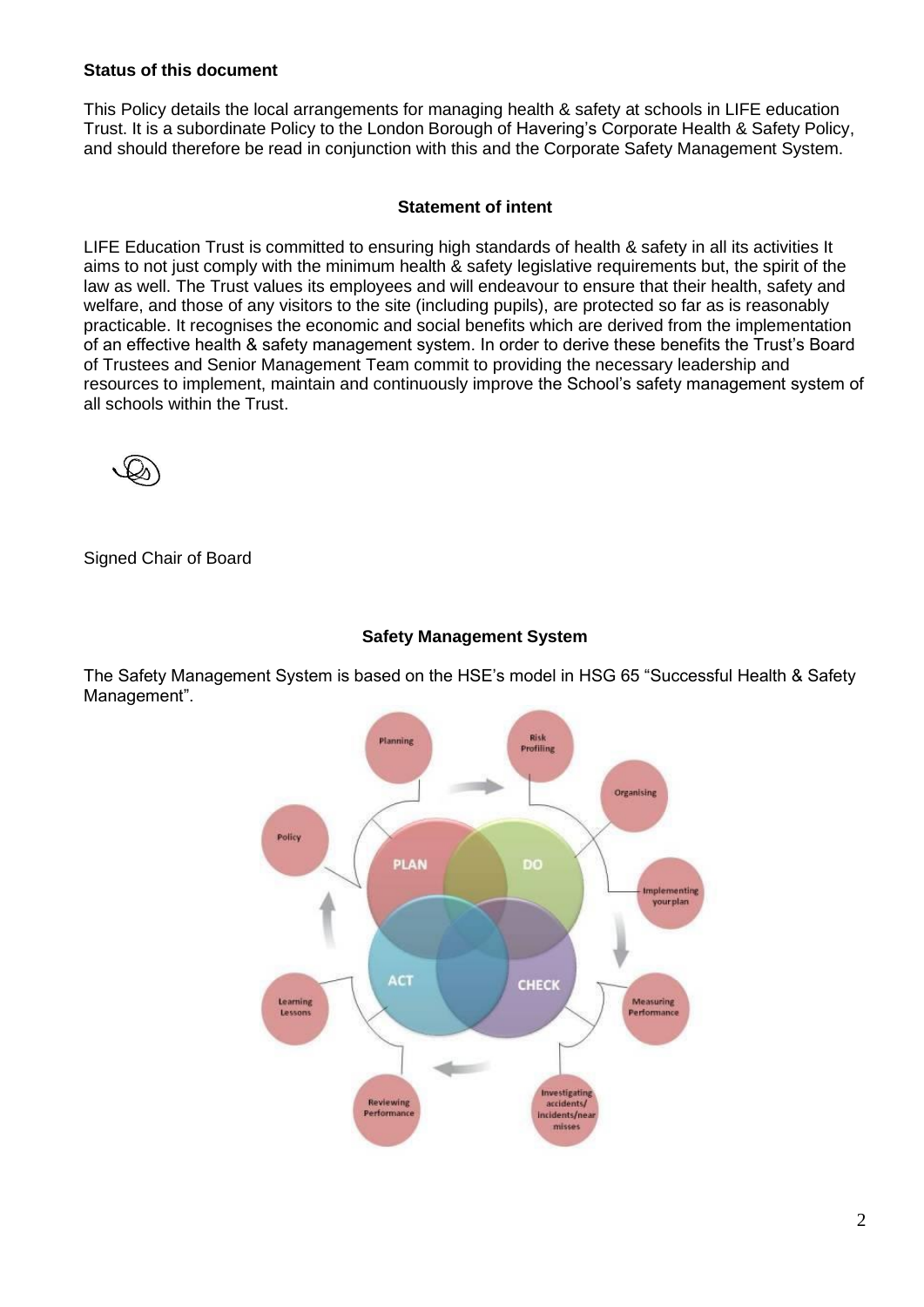**Status of this document**

This Policy details the local arrangements for managing health & safety at schools in LIFE education Trust. It is a subordinate Policy to the London Borough of Havering's Corporate Health & Safety Policy, and should therefore be read in conjunction with this and the Corporate Safety Management System.

**Statement of intent**

LIFE Education Trust is committed to ensuring high standards of health & safety in all its activities It aims to not just comply with the minimum health & safety legislative requirements but, the spirit of the law as well. The Trust values its employees and will endeavour to ensure that their health, safety and welfare, and those of any visitors to the site (including pupils), are protected so far as is reasonably practicable. It recognises the economic and social benefits which are derived from the implementation of an effective health & safety management system. In order to derive these benefits the Trust's Board of Trustees and Senior Management Team commit to providing the necessary leadership and resources to implement, maintain and continuously improve the School's safety management system of all schools within the Trust.

Signed Chair of Board

**Safety Management System**

The Safety Management System is based on the HSE's model in HSG 65 "Successful Health & Safety Management".

Planning

Risk Profiling

Organising

Implementing your plan

Measuring Performance

Investigating accidents/ incidents/near misses

Reviewing Performance

Learning Lessons

Policy

PLAN

DO

CHECK

ACT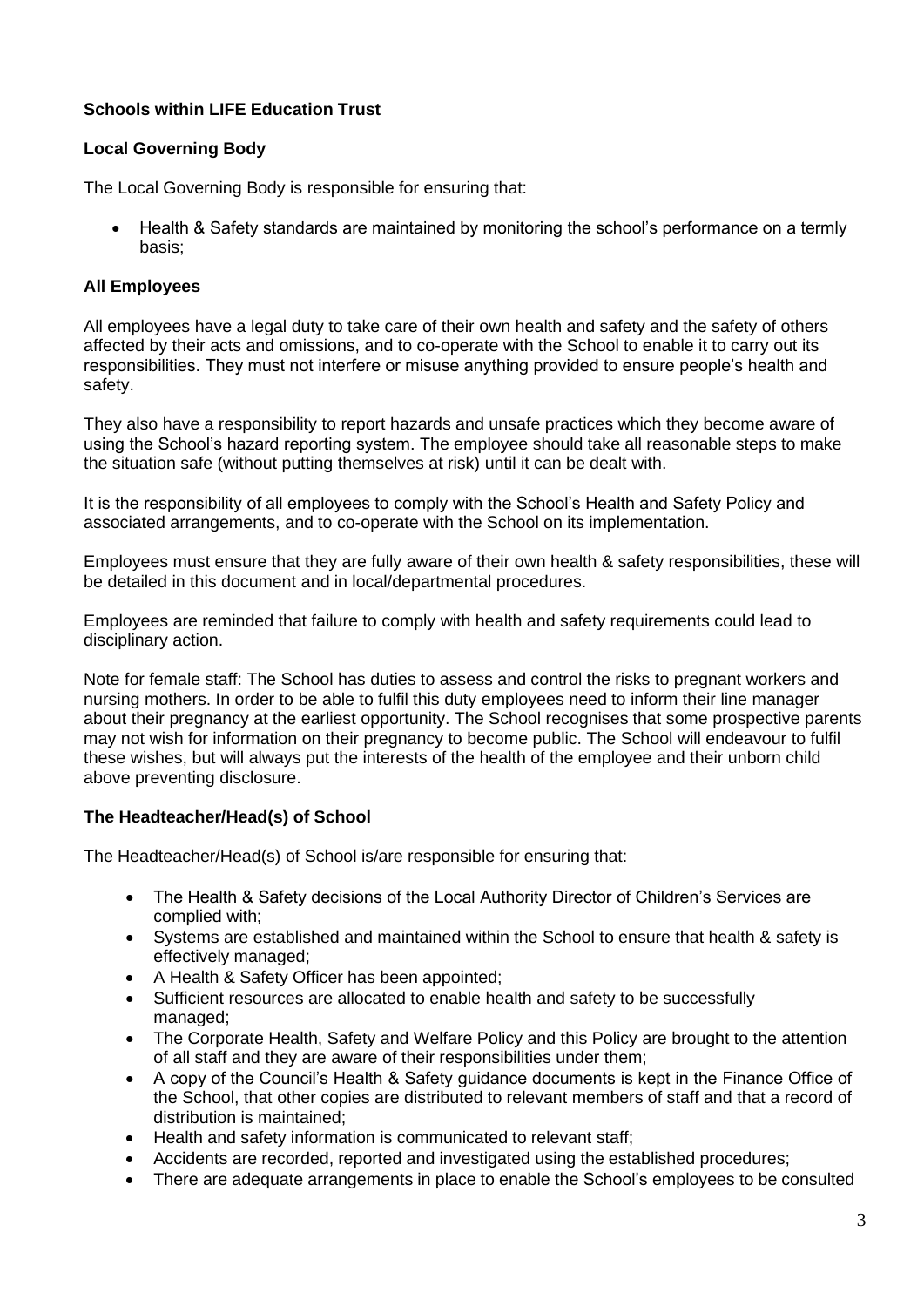**Schools within LIFE Education Trust**

**Local Governing Body**

The Local Governing Body is responsible for ensuring that:

- Health & Safety standards are maintained by monitoring the school's performance on a termly basis;

**All Employees**

All employees have a legal duty to take care of their own health and safety and the safety of others affected by their acts and omissions, and to co-operate with the School to enable it to carry out its responsibilities. They must not interfere or misuse anything provided to ensure people's health and safety.

They also have a responsibility to report hazards and unsafe practices which they become aware of using the School's hazard reporting system. The employee should take all reasonable steps to make the situation safe (without putting themselves at risk) until it can be dealt with.

It is the responsibility of all employees to comply with the School's Health and Safety Policy and associated arrangements, and to co-operate with the School on its implementation.

Employees must ensure that they are fully aware of their own health & safety responsibilities, these will be detailed in this document and in local/departmental procedures.

Employees are reminded that failure to comply with health and safety requirements could lead to disciplinary action.

Note for female staff: The School has duties to assess and control the risks to pregnant workers and nursing mothers. In order to be able to fulfil this duty employees need to inform their line manager about their pregnancy at the earliest opportunity. The School recognises that some prospective parents may not wish for information on their pregnancy to become public. The School will endeavour to fulfil these wishes, but will always put the interests of the health of the employee and their unborn child above preventing disclosure.

**The Headteacher/Head(s) of School**

The Headteacher/Head(s) of School is/are responsible for ensuring that:

- The Health & Safety decisions of the Local Authority Director of Children's Services are complied with;
- Systems are established and maintained within the School to ensure that health & safety is effectively managed;
- A Health & Safety Officer has been appointed;
- Sufficient resources are allocated to enable health and safety to be successfully managed;
- The Corporate Health, Safety and Welfare Policy and this Policy are brought to the attention of all staff and they are aware of their responsibilities under them;
- A copy of the Council's Health & Safety guidance documents is kept in the Finance Office of the School, that other copies are distributed to relevant members of staff and that a record of distribution is maintained;
- Health and safety information is communicated to relevant staff;
- Accidents are recorded, reported and investigated using the established procedures;
- There are adequate arrangements in place to enable the School's employees to be consulted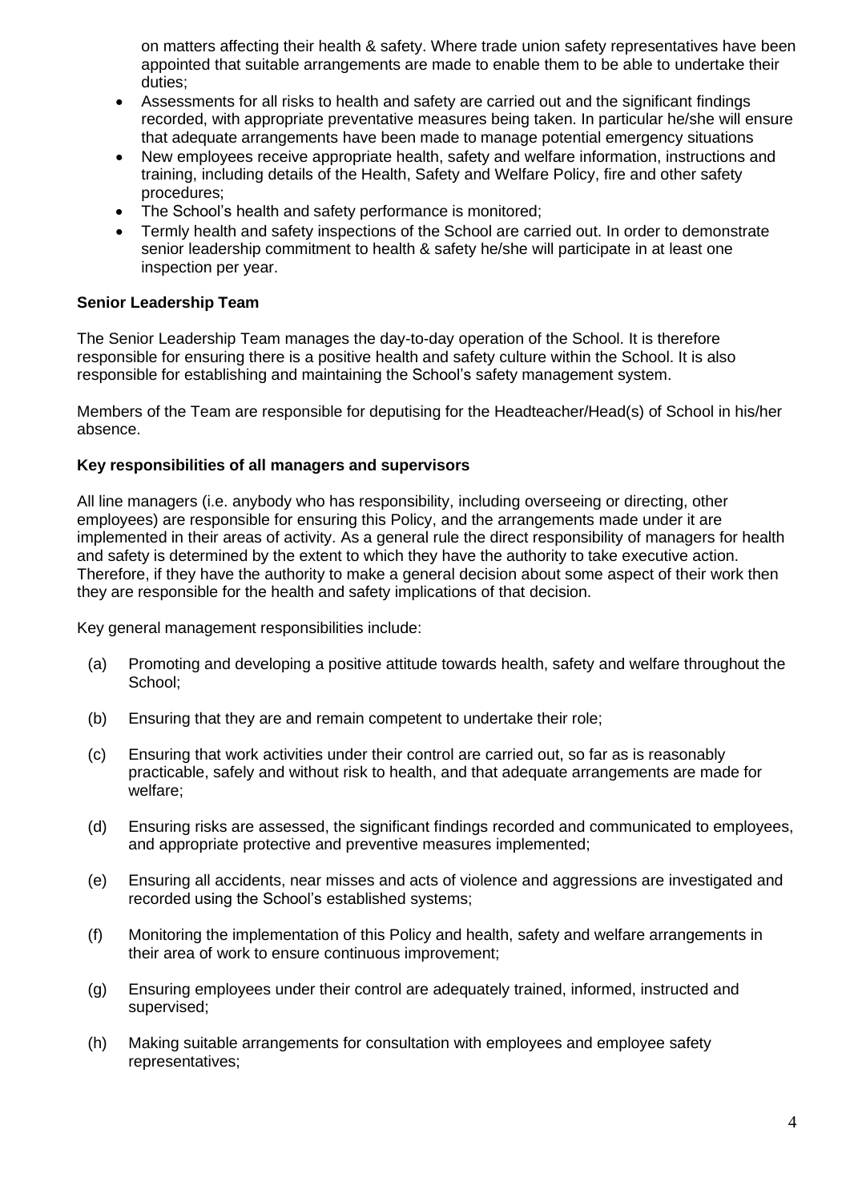on matters affecting their health & safety. Where trade union safety representatives have been appointed that suitable arrangements are made to enable them to be able to undertake their duties;

- Assessments for all risks to health and safety are carried out and the significant findings recorded, with appropriate preventative measures being taken. In particular he/she will ensure that adequate arrangements have been made to manage potential emergency situations
- New employees receive appropriate health, safety and welfare information, instructions and training, including details of the Health, Safety and Welfare Policy, fire and other safety procedures;
- The School's health and safety performance is monitored;
- Termly health and safety inspections of the School are carried out. In order to demonstrate senior leadership commitment to health & safety he/she will participate in at least one inspection per year.

**Senior Leadership Team**

The Senior Leadership Team manages the day-to-day operation of the School. It is therefore responsible for ensuring there is a positive health and safety culture within the School. It is also responsible for establishing and maintaining the School's safety management system.

Members of the Team are responsible for deputising for the Headteacher/Head(s) of School in his/her absence.

**Key responsibilities of all managers and supervisors**

All line managers (i.e. anybody who has responsibility, including overseeing or directing, other employees) are responsible for ensuring this Policy, and the arrangements made under it are implemented in their areas of activity. As a general rule the direct responsibility of managers for health and safety is determined by the extent to which they have the authority to take executive action. Therefore, if they have the authority to make a general decision about some aspect of their work then they are responsible for the health and safety implications of that decision.

Key general management responsibilities include:

(a) Promoting and developing a positive attitude towards health, safety and welfare throughout the School;

(b) Ensuring that they are and remain competent to undertake their role;

(c) Ensuring that work activities under their control are carried out, so far as is reasonably practicable, safely and without risk to health, and that adequate arrangements are made for welfare;

(d) Ensuring risks are assessed, the significant findings recorded and communicated to employees, and appropriate protective and preventive measures implemented;

(e) Ensuring all accidents, near misses and acts of violence and aggressions are investigated and recorded using the School's established systems;

(f) Monitoring the implementation of this Policy and health, safety and welfare arrangements in their area of work to ensure continuous improvement;

(g) Ensuring employees under their control are adequately trained, informed, instructed and supervised;

(h) Making suitable arrangements for consultation with employees and employee safety representatives;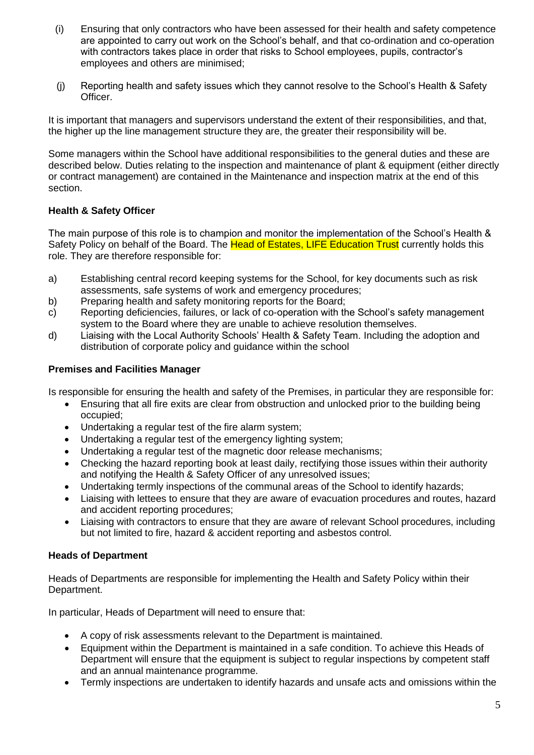(i) Ensuring that only contractors who have been assessed for their health and safety competence are appointed to carry out work on the School's behalf, and that co-ordination and co-operation with contractors takes place in order that risks to School employees, pupils, contractor's employees and others are minimised;

(j) Reporting health and safety issues which they cannot resolve to the School's Health & Safety Officer.

It is important that managers and supervisors understand the extent of their responsibilities, and that, the higher up the line management structure they are, the greater their responsibility will be.

Some managers within the School have additional responsibilities to the general duties and these are described below. Duties relating to the inspection and maintenance of plant & equipment (either directly or contract management) are contained in the Maintenance and inspection matrix at the end of this section.

**Health & Safety Officer**

The main purpose of this role is to champion and monitor the implementation of the School's Health & Safety Policy on behalf of the Board. The Head of Estates, LIFE Education Trust currently holds this role. They are therefore responsible for:

a) Establishing central record keeping systems for the School, for key documents such as risk assessments, safe systems of work and emergency procedures;
b) Preparing health and safety monitoring reports for the Board;
c) Reporting deficiencies, failures, or lack of co-operation with the School's safety management system to the Board where they are unable to achieve resolution themselves.
d) Liaising with the Local Authority Schools' Health & Safety Team. Including the adoption and distribution of corporate policy and guidance within the school

**Premises and Facilities Manager**

Is responsible for ensuring the health and safety of the Premises, in particular they are responsible for:

- Ensuring that all fire exits are clear from obstruction and unlocked prior to the building being occupied;
- Undertaking a regular test of the fire alarm system;
- Undertaking a regular test of the emergency lighting system;
- Undertaking a regular test of the magnetic door release mechanisms;
- Checking the hazard reporting book at least daily, rectifying those issues within their authority and notifying the Health & Safety Officer of any unresolved issues;
- Undertaking termly inspections of the communal areas of the School to identify hazards;
- Liaising with lettees to ensure that they are aware of evacuation procedures and routes, hazard and accident reporting procedures;
- Liaising with contractors to ensure that they are aware of relevant School procedures, including but not limited to fire, hazard & accident reporting and asbestos control.

**Heads of Department**

Heads of Departments are responsible for implementing the Health and Safety Policy within their Department.

In particular, Heads of Department will need to ensure that:

- A copy of risk assessments relevant to the Department is maintained.
- Equipment within the Department is maintained in a safe condition. To achieve this Heads of Department will ensure that the equipment is subject to regular inspections by competent staff and an annual maintenance programme.
- Termly inspections are undertaken to identify hazards and unsafe acts and omissions within the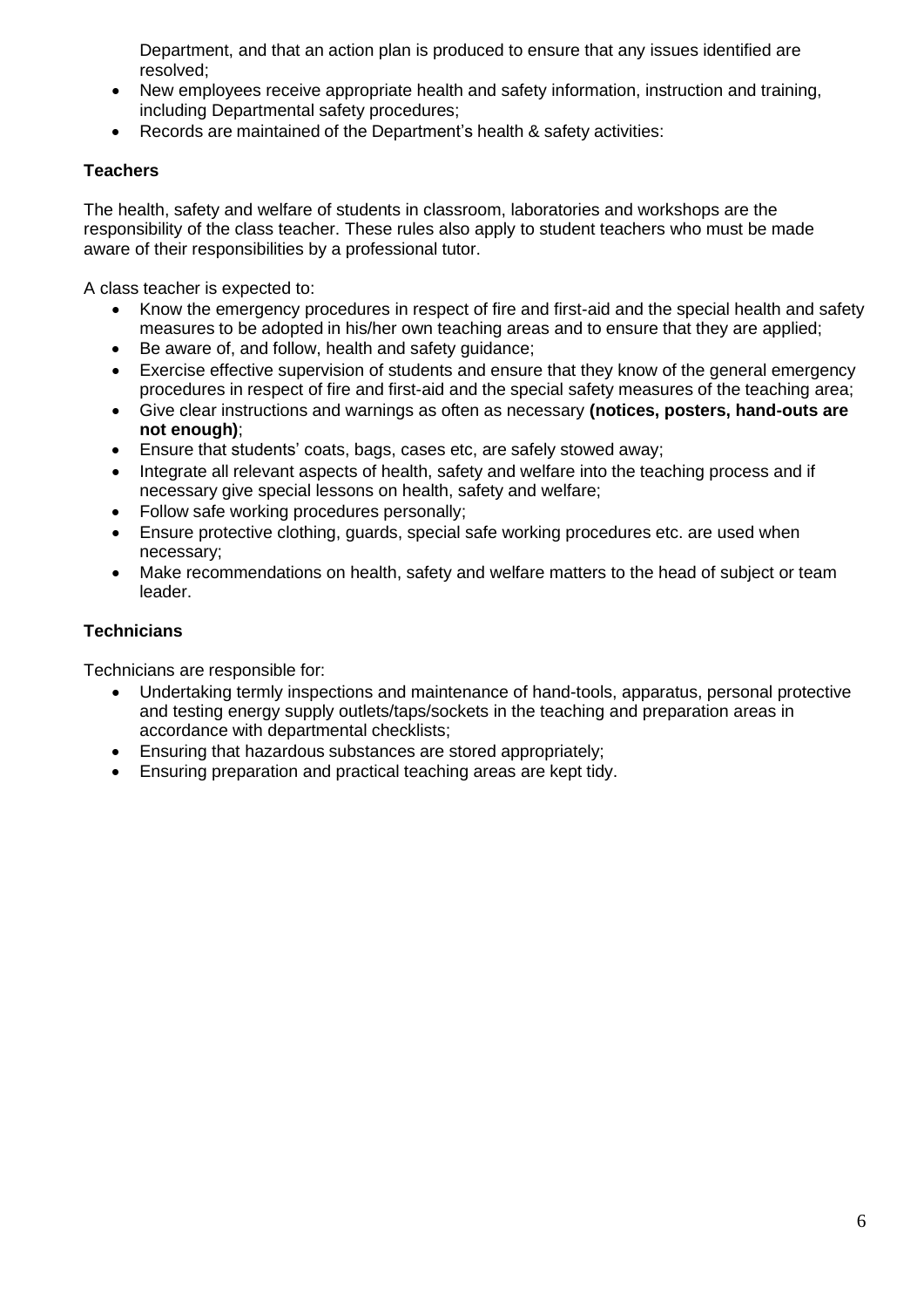Department, and that an action plan is produced to ensure that any issues identified are resolved;

- New employees receive appropriate health and safety information, instruction and training, including Departmental safety procedures;
- Records are maintained of the Department's health & safety activities:

### Teachers

The health, safety and welfare of students in classroom, laboratories and workshops are the responsibility of the class teacher. These rules also apply to student teachers who must be made aware of their responsibilities by a professional tutor.

A class teacher is expected to:

- Know the emergency procedures in respect of fire and first-aid and the special health and safety measures to be adopted in his/her own teaching areas and to ensure that they are applied;
- Be aware of, and follow, health and safety guidance;
- Exercise effective supervision of students and ensure that they know of the general emergency procedures in respect of fire and first-aid and the special safety measures of the teaching area;
- Give clear instructions and warnings as often as necessary **(notices, posters, hand-outs are not enough)**;
- Ensure that students' coats, bags, cases etc, are safely stowed away;
- Integrate all relevant aspects of health, safety and welfare into the teaching process and if necessary give special lessons on health, safety and welfare;
- Follow safe working procedures personally;
- Ensure protective clothing, guards, special safe working procedures etc. are used when necessary;
- Make recommendations on health, safety and welfare matters to the head of subject or team leader.

### Technicians

Technicians are responsible for:

- Undertaking termly inspections and maintenance of hand-tools, apparatus, personal protective and testing energy supply outlets/taps/sockets in the teaching and preparation areas in accordance with departmental checklists;
- Ensuring that hazardous substances are stored appropriately;
- Ensuring preparation and practical teaching areas are kept tidy.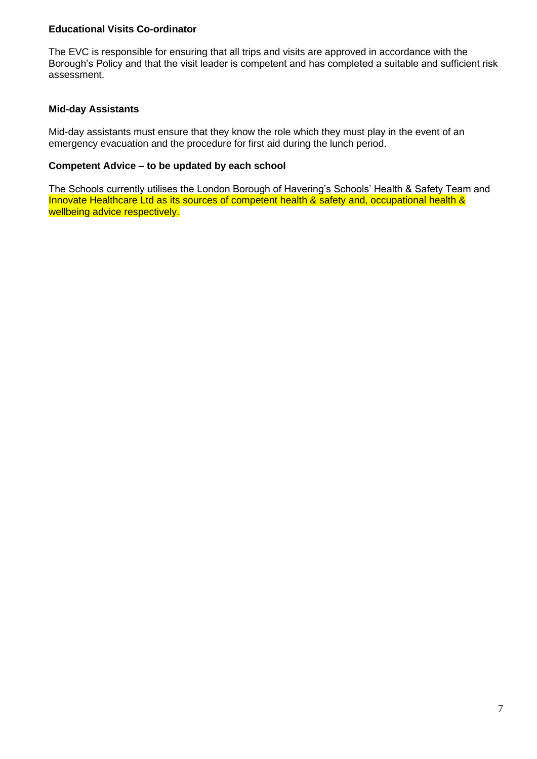**Educational Visits Co-ordinator**

The EVC is responsible for ensuring that all trips and visits are approved in accordance with the Borough's Policy and that the visit leader is competent and has completed a suitable and sufficient risk assessment.

**Mid-day Assistants**

Mid-day assistants must ensure that they know the role which they must play in the event of an emergency evacuation and the procedure for first aid during the lunch period.

**Competent Advice – to be updated by each school**

The Schools currently utilises the London Borough of Havering's Schools' Health & Safety Team and Innovate Healthcare Ltd as its sources of competent health & safety and, occupational health & wellbeing advice respectively.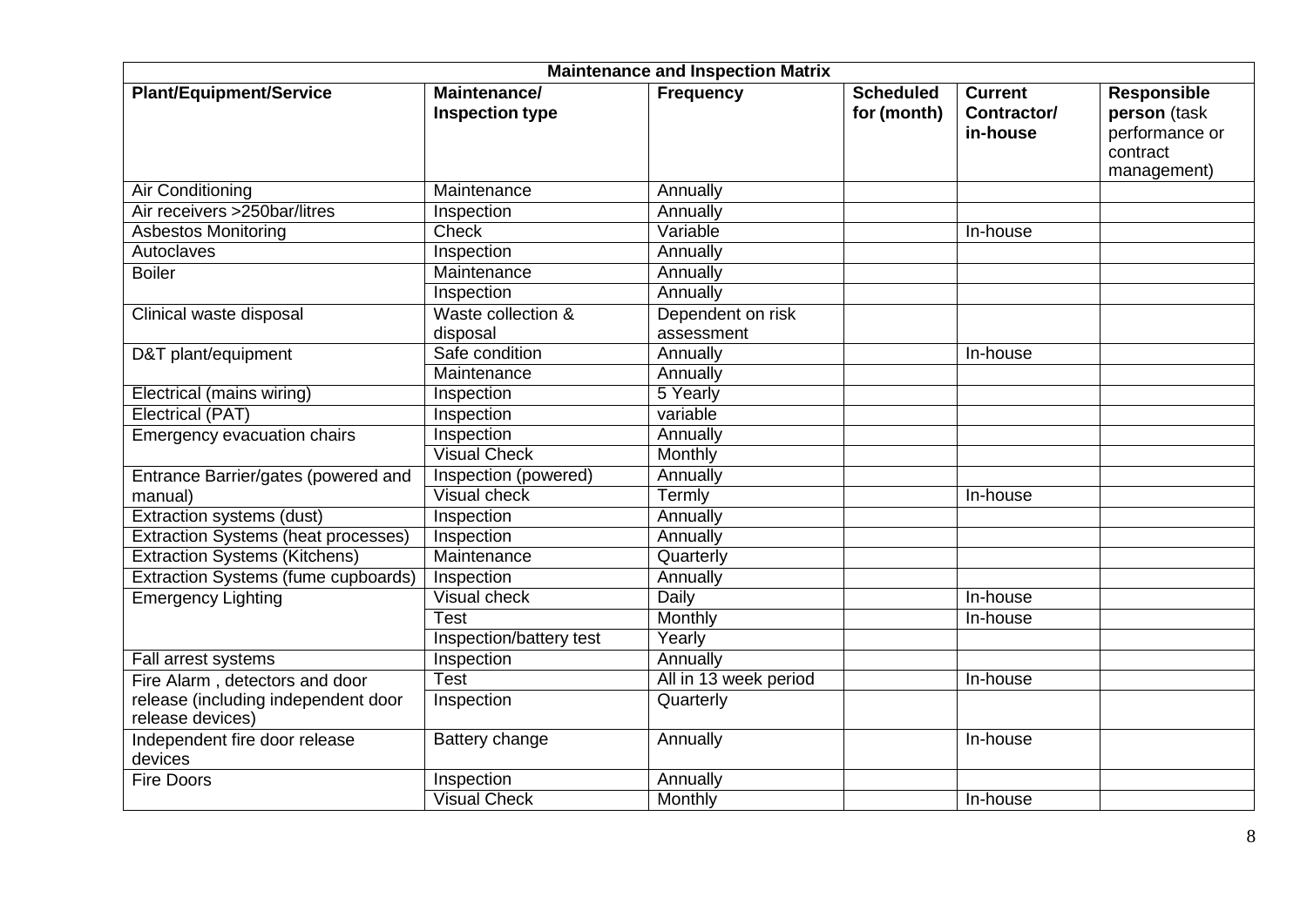| Maintenance and Inspection Matrix | | | | | |
|---|---|---|---|---|---|
| **Plant/Equipment/Service** | **Maintenance/ Inspection type** | **Frequency** | **Scheduled for (month)** | **Current Contractor/ in-house** | **Responsible person** (task performance or contract management) |
| Air Conditioning | Maintenance | Annually | | | |
| Air receivers >250bar/litres | Inspection | Annually | | | |
| Asbestos Monitoring | Check | Variable | | In-house | |
| Autoclaves | Inspection | Annually | | | |
| Boiler | Maintenance | Annually | | | |
| | Inspection | Annually | | | |
| Clinical waste disposal | Waste collection & disposal | Dependent on risk assessment | | | |
| D&T plant/equipment | Safe condition | Annually | | In-house | |
| | Maintenance | Annually | | | |
| Electrical (mains wiring) | Inspection | 5 Yearly | | | |
| Electrical (PAT) | Inspection | variable | | | |
| Emergency evacuation chairs | Inspection | Annually | | | |
| | Visual Check | Monthly | | | |
| Entrance Barrier/gates (powered and manual) | Inspection (powered) | Annually | | | |
| | Visual check | Termly | | In-house | |
| Extraction systems (dust) | Inspection | Annually | | | |
| Extraction Systems (heat processes) | Inspection | Annually | | | |
| Extraction Systems (Kitchens) | Maintenance | Quarterly | | | |
| Extraction Systems (fume cupboards) | Inspection | Annually | | | |
| Emergency Lighting | Visual check | Daily | | In-house | |
| | Test | Monthly | | In-house | |
| | Inspection/battery test | Yearly | | | |
| Fall arrest systems | Inspection | Annually | | | |
| Fire Alarm , detectors and door release (including independent door release devices) | Test | All in 13 week period | | In-house | |
| | Inspection | Quarterly | | | |
| Independent fire door release devices | Battery change | Annually | | In-house | |
| Fire Doors | Inspection | Annually | | | |
| | Visual Check | Monthly | | In-house | |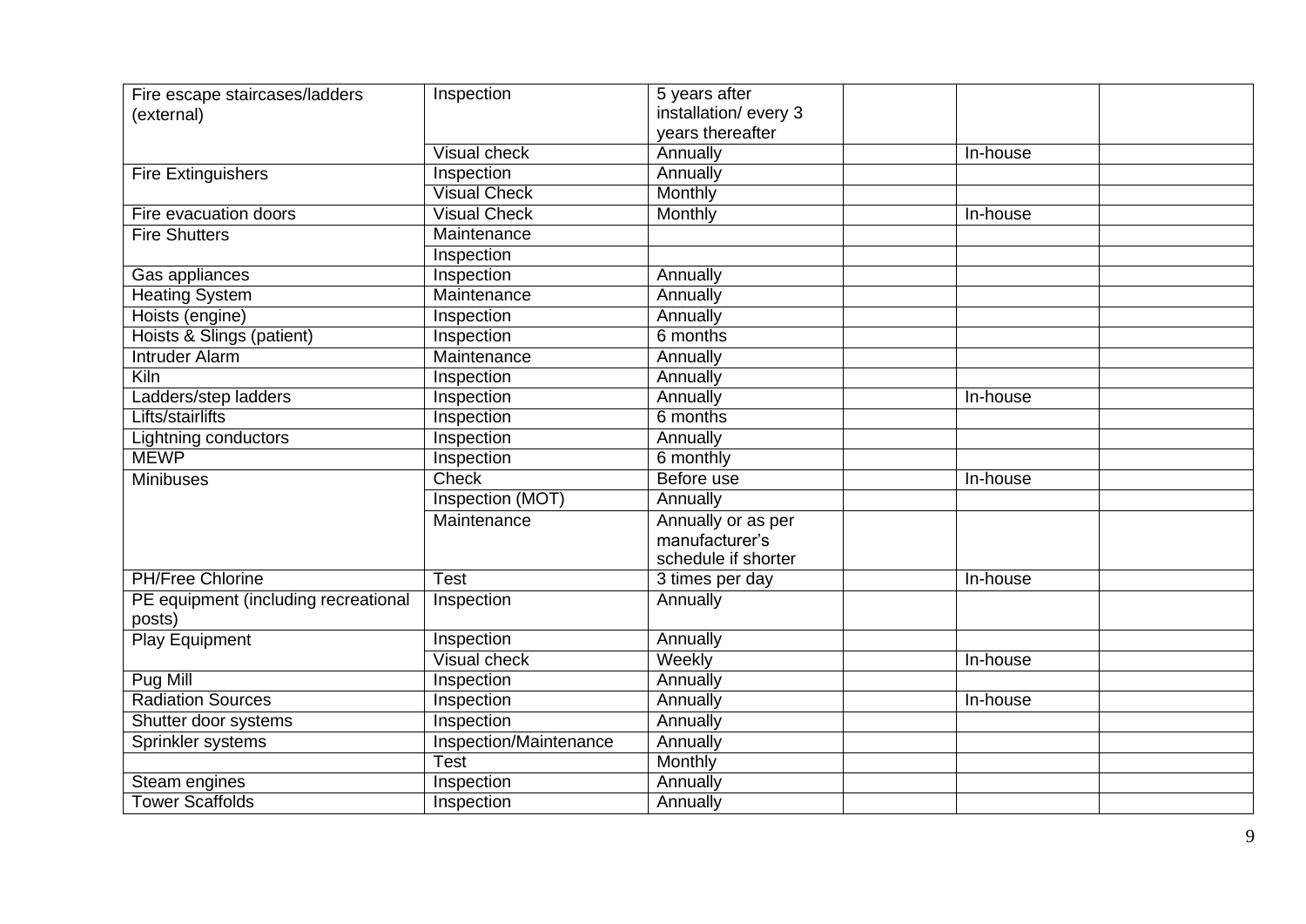| | | | | | |
|---|---|---|---|---|---|
| Fire escape staircases/ladders (external) | Inspection | 5 years after installation/ every 3 years thereafter | | | |
| | Visual check | Annually | | In-house | |
| Fire Extinguishers | Inspection | Annually | | | |
| | Visual Check | Monthly | | | |
| Fire evacuation doors | Visual Check | Monthly | | In-house | |
| Fire Shutters | Maintenance | | | | |
| | Inspection | | | | |
| Gas appliances | Inspection | Annually | | | |
| Heating System | Maintenance | Annually | | | |
| Hoists (engine) | Inspection | Annually | | | |
| Hoists & Slings (patient) | Inspection | 6 months | | | |
| Intruder Alarm | Maintenance | Annually | | | |
| Kiln | Inspection | Annually | | | |
| Ladders/step ladders | Inspection | Annually | | In-house | |
| Lifts/stairlifts | Inspection | 6 months | | | |
| Lightning conductors | Inspection | Annually | | | |
| MEWP | Inspection | 6 monthly | | | |
| Minibuses | Check | Before use | | In-house | |
| | Inspection (MOT) | Annually | | | |
| | Maintenance | Annually or as per manufacturer's schedule if shorter | | | |
| PH/Free Chlorine | Test | 3 times per day | | In-house | |
| PE equipment (including recreational posts) | Inspection | Annually | | | |
| Play Equipment | Inspection | Annually | | | |
| | Visual check | Weekly | | In-house | |
| Pug Mill | Inspection | Annually | | | |
| Radiation Sources | Inspection | Annually | | In-house | |
| Shutter door systems | Inspection | Annually | | | |
| Sprinkler systems | Inspection/Maintenance | Annually | | | |
| | Test | Monthly | | | |
| Steam engines | Inspection | Annually | | | |
| Tower Scaffolds | Inspection | Annually | | | |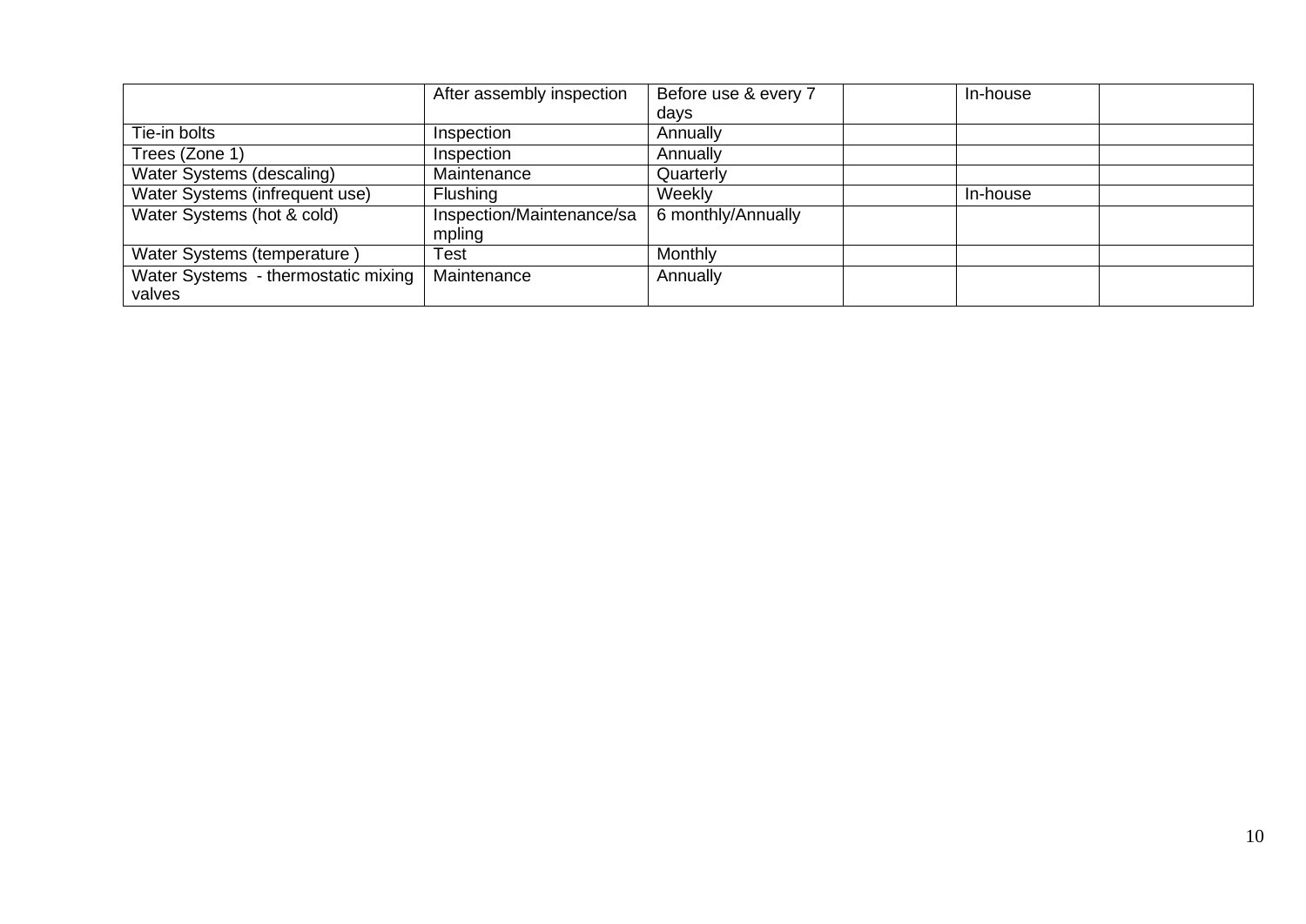| | After assembly inspection | Before use & every 7 days | | In-house | |
|---|---|---|---|---|---|
| Tie-in bolts | Inspection | Annually | | | |
| Trees (Zone 1) | Inspection | Annually | | | |
| Water Systems (descaling) | Maintenance | Quarterly | | | |
| Water Systems (infrequent use) | Flushing | Weekly | | In-house | |
| Water Systems (hot & cold) | Inspection/Maintenance/sampling | 6 monthly/Annually | | | |
| Water Systems (temperature ) | Test | Monthly | | | |
| Water Systems - thermostatic mixing valves | Maintenance | Annually | | | |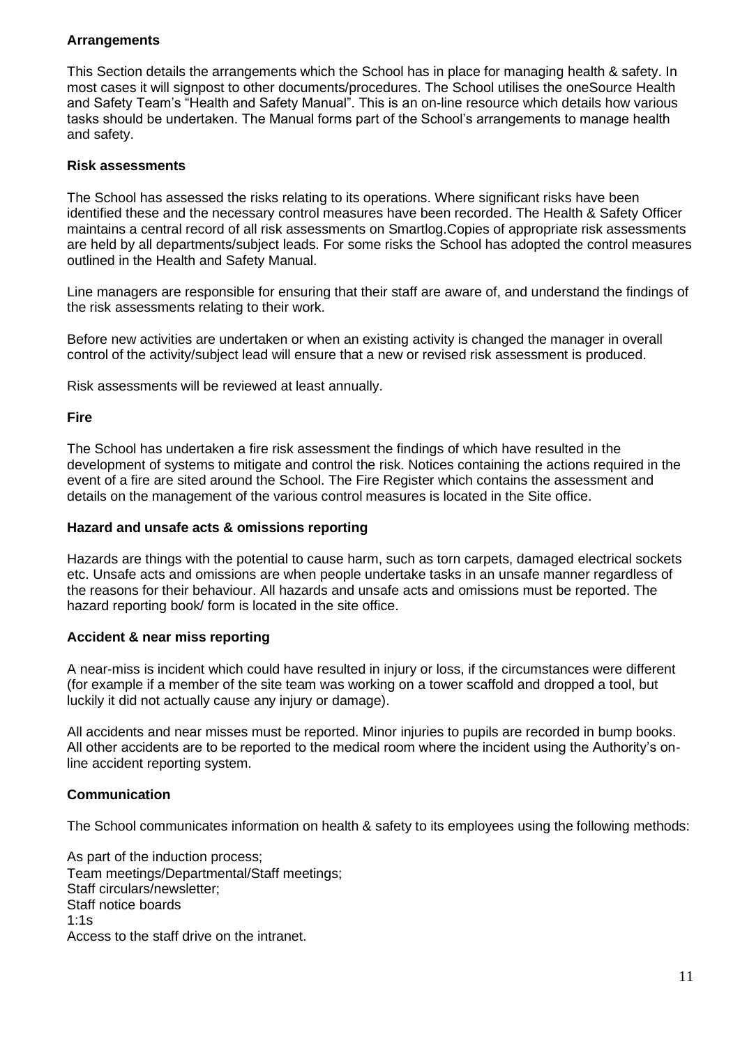**Arrangements**

This Section details the arrangements which the School has in place for managing health & safety. In most cases it will signpost to other documents/procedures. The School utilises the oneSource Health and Safety Team's "Health and Safety Manual". This is an on-line resource which details how various tasks should be undertaken. The Manual forms part of the School's arrangements to manage health and safety.

**Risk assessments**

The School has assessed the risks relating to its operations. Where significant risks have been identified these and the necessary control measures have been recorded. The Health & Safety Officer maintains a central record of all risk assessments on Smartlog.Copies of appropriate risk assessments are held by all departments/subject leads. For some risks the School has adopted the control measures outlined in the Health and Safety Manual.

Line managers are responsible for ensuring that their staff are aware of, and understand the findings of the risk assessments relating to their work.

Before new activities are undertaken or when an existing activity is changed the manager in overall control of the activity/subject lead will ensure that a new or revised risk assessment is produced.

Risk assessments will be reviewed at least annually.

**Fire**

The School has undertaken a fire risk assessment the findings of which have resulted in the development of systems to mitigate and control the risk. Notices containing the actions required in the event of a fire are sited around the School. The Fire Register which contains the assessment and details on the management of the various control measures is located in the Site office.

**Hazard and unsafe acts & omissions reporting**

Hazards are things with the potential to cause harm, such as torn carpets, damaged electrical sockets etc. Unsafe acts and omissions are when people undertake tasks in an unsafe manner regardless of the reasons for their behaviour. All hazards and unsafe acts and omissions must be reported. The hazard reporting book/ form is located in the site office.

**Accident & near miss reporting**

A near-miss is incident which could have resulted in injury or loss, if the circumstances were different (for example if a member of the site team was working on a tower scaffold and dropped a tool, but luckily it did not actually cause any injury or damage).

All accidents and near misses must be reported. Minor injuries to pupils are recorded in bump books. All other accidents are to be reported to the medical room where the incident using the Authority's on-line accident reporting system.

**Communication**

The School communicates information on health & safety to its employees using the following methods:

As part of the induction process;
Team meetings/Departmental/Staff meetings;
Staff circulars/newsletter;
Staff notice boards
1:1s
Access to the staff drive on the intranet.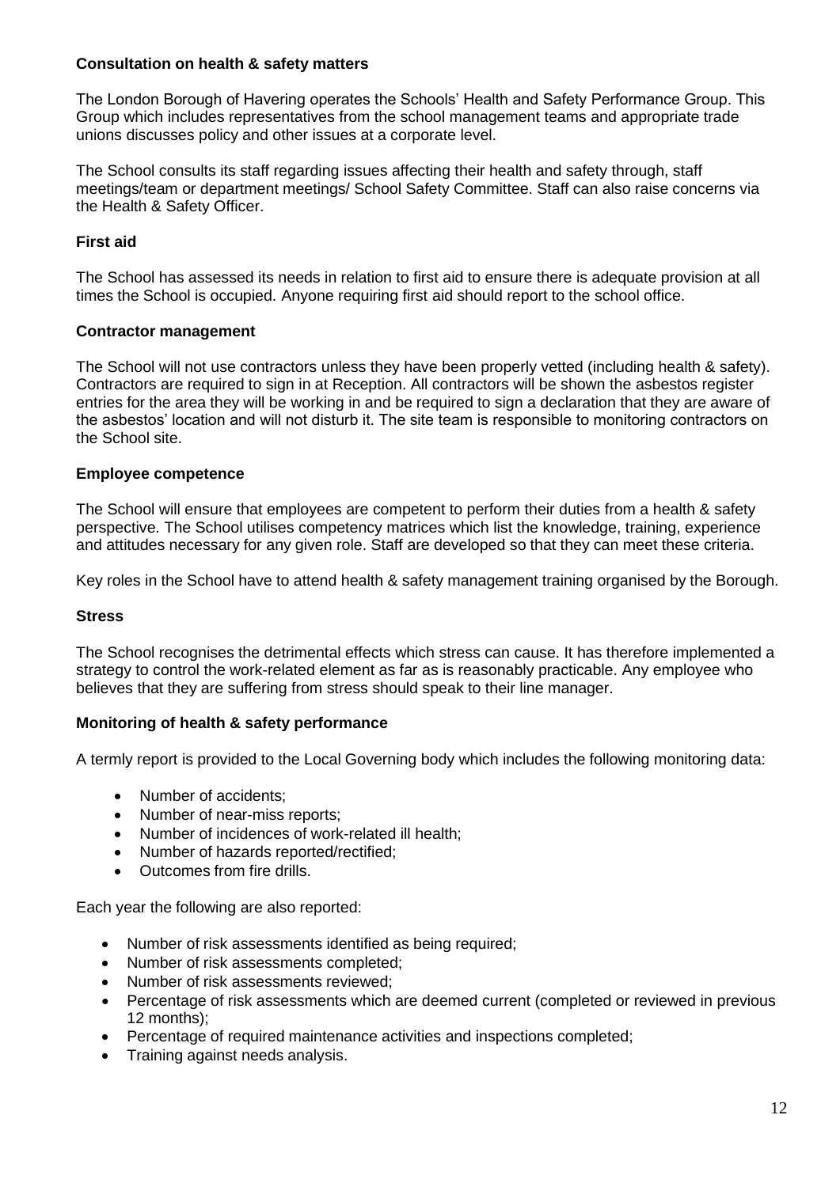**Consultation on health & safety matters**

The London Borough of Havering operates the Schools' Health and Safety Performance Group. This Group which includes representatives from the school management teams and appropriate trade unions discusses policy and other issues at a corporate level.

The School consults its staff regarding issues affecting their health and safety through, staff meetings/team or department meetings/ School Safety Committee. Staff can also raise concerns via the Health & Safety Officer.

**First aid**

The School has assessed its needs in relation to first aid to ensure there is adequate provision at all times the School is occupied. Anyone requiring first aid should report to the school office.

**Contractor management**

The School will not use contractors unless they have been properly vetted (including health & safety). Contractors are required to sign in at Reception. All contractors will be shown the asbestos register entries for the area they will be working in and be required to sign a declaration that they are aware of the asbestos' location and will not disturb it. The site team is responsible to monitoring contractors on the School site.

**Employee competence**

The School will ensure that employees are competent to perform their duties from a health & safety perspective. The School utilises competency matrices which list the knowledge, training, experience and attitudes necessary for any given role. Staff are developed so that they can meet these criteria.

Key roles in the School have to attend health & safety management training organised by the Borough.

**Stress**

The School recognises the detrimental effects which stress can cause. It has therefore implemented a strategy to control the work-related element as far as is reasonably practicable. Any employee who believes that they are suffering from stress should speak to their line manager.

**Monitoring of health & safety performance**

A termly report is provided to the Local Governing body which includes the following monitoring data:

- Number of accidents;
- Number of near-miss reports;
- Number of incidences of work-related ill health;
- Number of hazards reported/rectified;
- Outcomes from fire drills.

Each year the following are also reported:

- Number of risk assessments identified as being required;
- Number of risk assessments completed;
- Number of risk assessments reviewed;
- Percentage of risk assessments which are deemed current (completed or reviewed in previous 12 months);
- Percentage of required maintenance activities and inspections completed;
- Training against needs analysis.